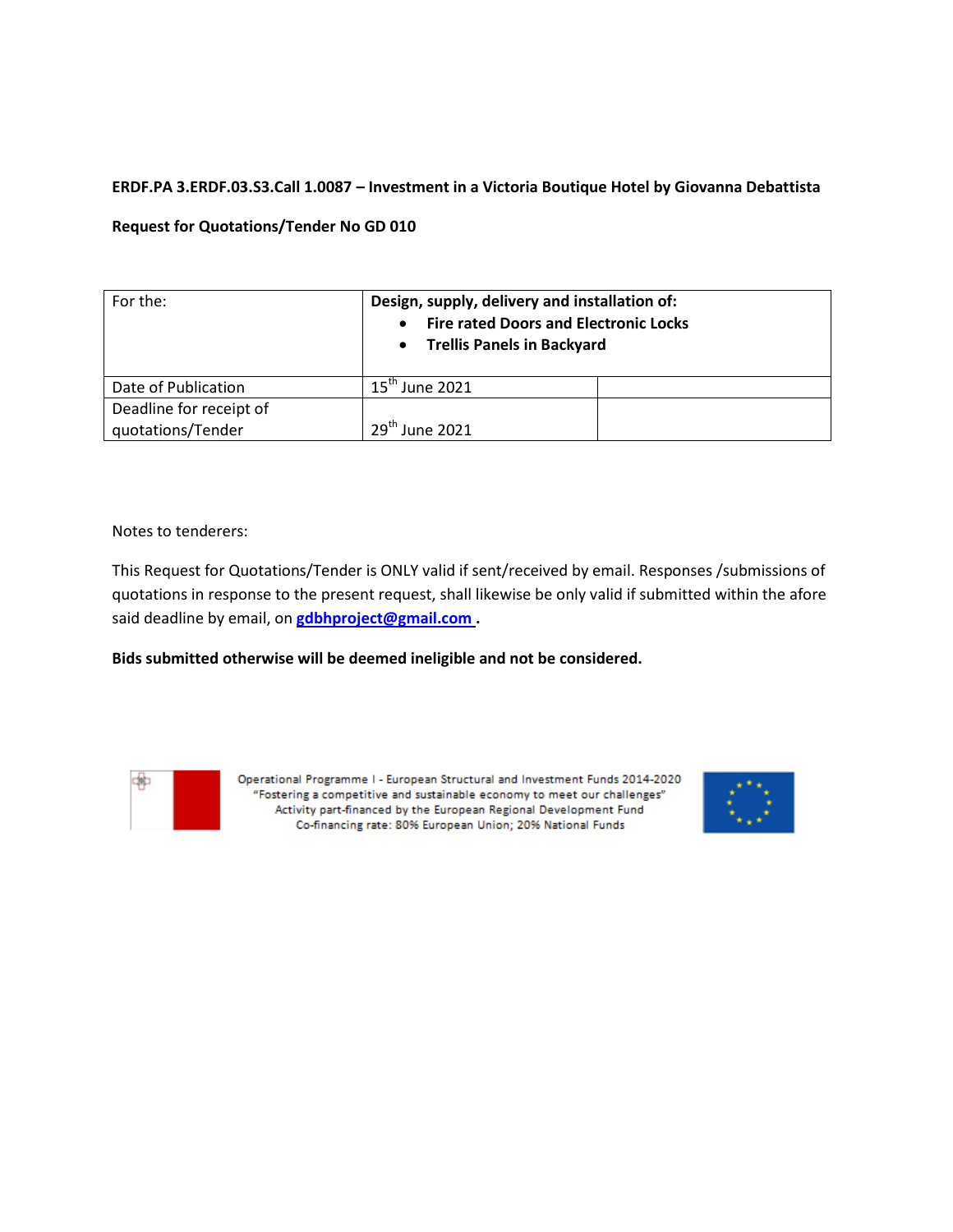**ERDF.PA 3.ERDF.03.S3.Call 1.0087 – Investment in a Victoria Boutique Hotel by Giovanna Debattista**

**Request for Quotations/Tender No GD 010**

| For the: | **Design, supply, delivery and installation of:** <br> • **Fire rated Doors and Electronic Locks** <br> • **Trellis Panels in Backyard** | |
|---|---|---|
| Date of Publication | 15th June 2021 | |
| Deadline for receipt of quotations/Tender | 29th June 2021 | |

Notes to tenderers:

This Request for Quotations/Tender is ONLY valid if sent/received by email. Responses /submissions of quotations in response to the present request, shall likewise be only valid if submitted within the afore said deadline by email, on **gdbhproject@gmail.com** .

**Bids submitted otherwise will be deemed ineligible and not be considered.**

Operational Programme I - European Structural and Investment Funds 2014-2020
"Fostering a competitive and sustainable economy to meet our challenges"
Activity part-financed by the European Regional Development Fund
Co-financing rate: 80% European Union; 20% National Funds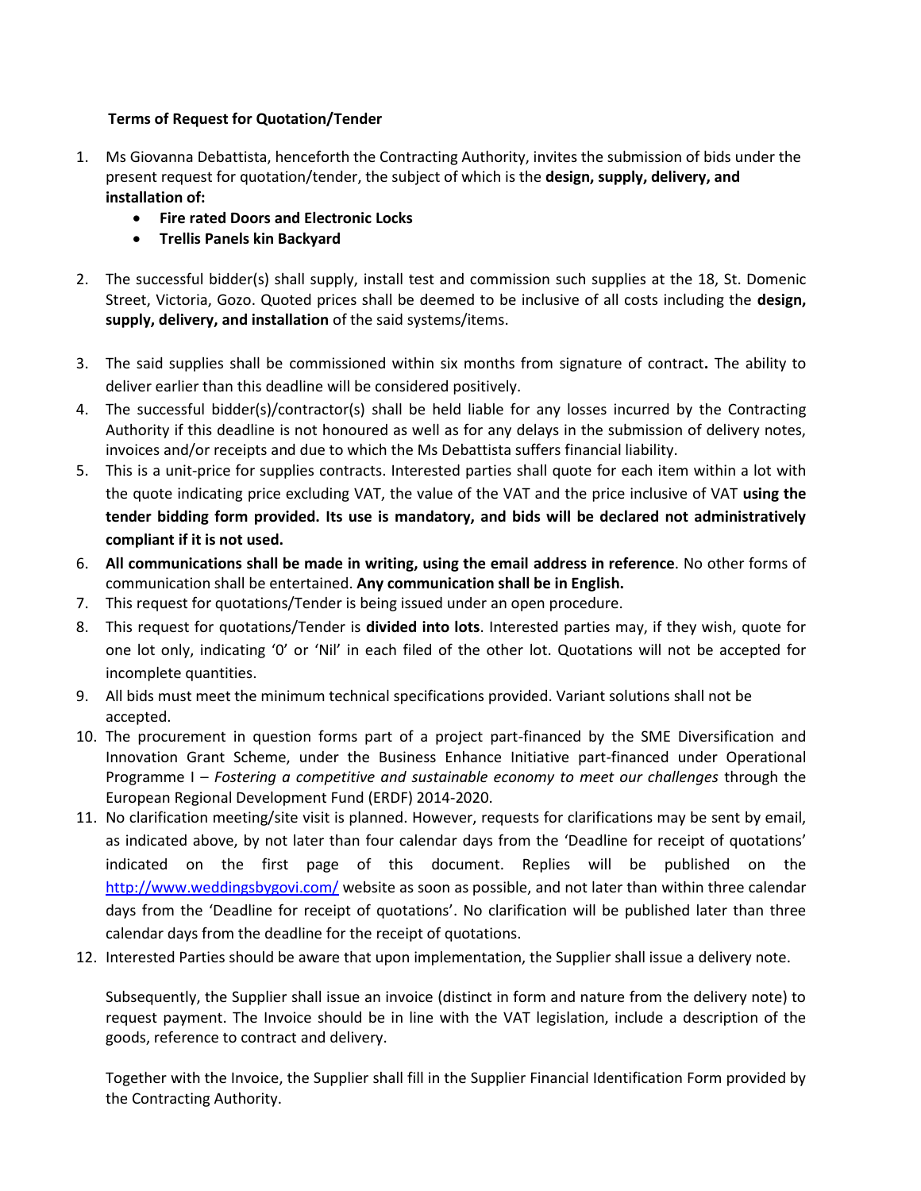**Terms of Request for Quotation/Tender**

1. Ms Giovanna Debattista, henceforth the Contracting Authority, invites the submission of bids under the present request for quotation/tender, the subject of which is the **design, supply, delivery, and installation of:**
    - **Fire rated Doors and Electronic Locks**
    - **Trellis Panels kin Backyard**
2. The successful bidder(s) shall supply, install test and commission such supplies at the 18, St. Domenic Street, Victoria, Gozo. Quoted prices shall be deemed to be inclusive of all costs including the **design, supply, delivery, and installation** of the said systems/items.
3. The said supplies shall be commissioned within six months from signature of contract**.** The ability to deliver earlier than this deadline will be considered positively.
4. The successful bidder(s)/contractor(s) shall be held liable for any losses incurred by the Contracting Authority if this deadline is not honoured as well as for any delays in the submission of delivery notes, invoices and/or receipts and due to which the Ms Debattista suffers financial liability.
5. This is a unit-price for supplies contracts. Interested parties shall quote for each item within a lot with the quote indicating price excluding VAT, the value of the VAT and the price inclusive of VAT **using the tender bidding form provided. Its use is mandatory, and bids will be declared not administratively compliant if it is not used.**
6. **All communications shall be made in writing, using the email address in reference**. No other forms of communication shall be entertained. **Any communication shall be in English.**
7. This request for quotations/Tender is being issued under an open procedure.
8. This request for quotations/Tender is **divided into lots**. Interested parties may, if they wish, quote for one lot only, indicating '0' or 'Nil' in each filed of the other lot. Quotations will not be accepted for incomplete quantities.
9. All bids must meet the minimum technical specifications provided. Variant solutions shall not be accepted.
10. The procurement in question forms part of a project part-financed by the SME Diversification and Innovation Grant Scheme, under the Business Enhance Initiative part-financed under Operational Programme I – *Fostering a competitive and sustainable economy to meet our challenges* through the European Regional Development Fund (ERDF) 2014-2020.
11. No clarification meeting/site visit is planned. However, requests for clarifications may be sent by email, as indicated above, by not later than four calendar days from the 'Deadline for receipt of quotations' indicated on the first page of this document. Replies will be published on the [http://www.weddingsbygovi.com/](http://www.weddingsbygovi.com/) website as soon as possible, and not later than within three calendar days from the 'Deadline for receipt of quotations'. No clarification will be published later than three calendar days from the deadline for the receipt of quotations.
12. Interested Parties should be aware that upon implementation, the Supplier shall issue a delivery note.

    Subsequently, the Supplier shall issue an invoice (distinct in form and nature from the delivery note) to request payment. The Invoice should be in line with the VAT legislation, include a description of the goods, reference to contract and delivery.

    Together with the Invoice, the Supplier shall fill in the Supplier Financial Identification Form provided by the Contracting Authority.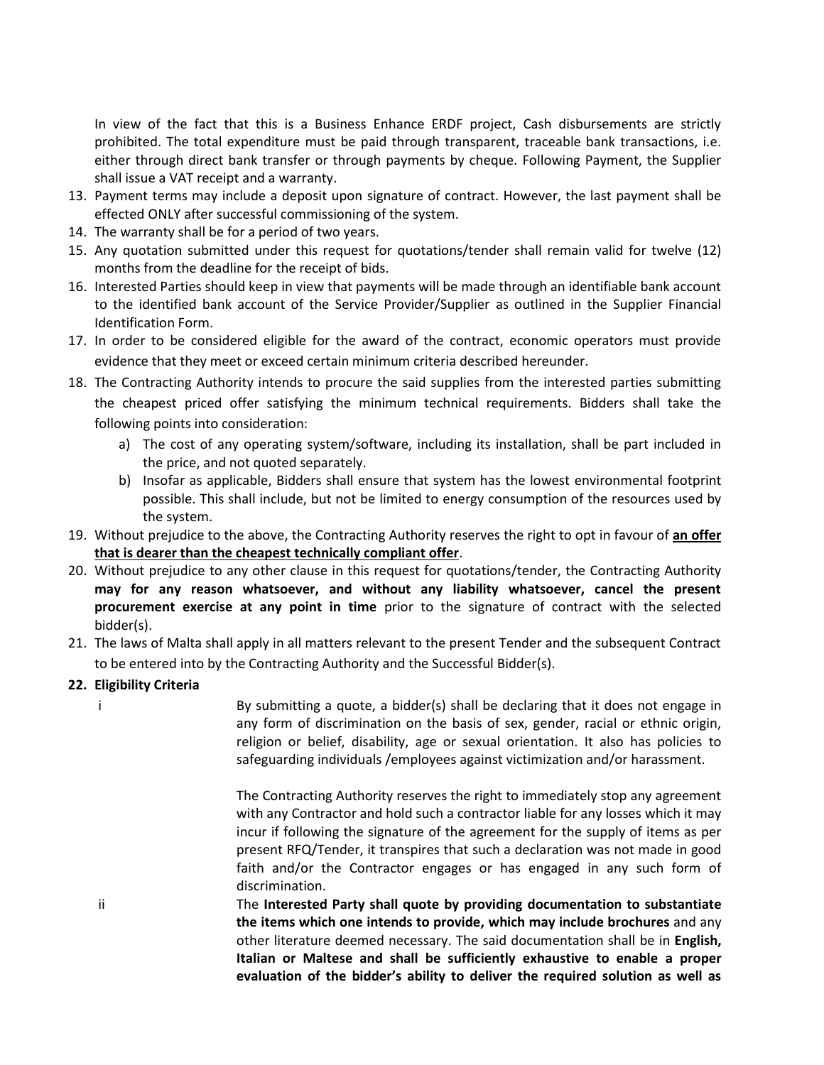In view of the fact that this is a Business Enhance ERDF project, Cash disbursements are strictly prohibited. The total expenditure must be paid through transparent, traceable bank transactions, i.e. either through direct bank transfer or through payments by cheque. Following Payment, the Supplier shall issue a VAT receipt and a warranty.

13. Payment terms may include a deposit upon signature of contract. However, the last payment shall be effected ONLY after successful commissioning of the system.
14. The warranty shall be for a period of two years.
15. Any quotation submitted under this request for quotations/tender shall remain valid for twelve (12) months from the deadline for the receipt of bids.
16. Interested Parties should keep in view that payments will be made through an identifiable bank account to the identified bank account of the Service Provider/Supplier as outlined in the Supplier Financial Identification Form.
17. In order to be considered eligible for the award of the contract, economic operators must provide evidence that they meet or exceed certain minimum criteria described hereunder.
18. The Contracting Authority intends to procure the said supplies from the interested parties submitting the cheapest priced offer satisfying the minimum technical requirements. Bidders shall take the following points into consideration:
    a) The cost of any operating system/software, including its installation, shall be part included in the price, and not quoted separately.
    b) Insofar as applicable, Bidders shall ensure that system has the lowest environmental footprint possible. This shall include, but not be limited to energy consumption of the resources used by the system.
19. Without prejudice to the above, the Contracting Authority reserves the right to opt in favour of **<u>an offer that is dearer than the cheapest technically compliant offer</u>**.
20. Without prejudice to any other clause in this request for quotations/tender, the Contracting Authority **may for any reason whatsoever, and without any liability whatsoever, cancel the present procurement exercise at any point in time** prior to the signature of contract with the selected bidder(s).
21. The laws of Malta shall apply in all matters relevant to the present Tender and the subsequent Contract to be entered into by the Contracting Authority and the Successful Bidder(s).
22. **Eligibility Criteria**

i. By submitting a quote, a bidder(s) shall be declaring that it does not engage in any form of discrimination on the basis of sex, gender, racial or ethnic origin, religion or belief, disability, age or sexual orientation. It also has policies to safeguarding individuals /employees against victimization and/or harassment.

   The Contracting Authority reserves the right to immediately stop any agreement with any Contractor and hold such a contractor liable for any losses which it may incur if following the signature of the agreement for the supply of items as per present RFQ/Tender, it transpires that such a declaration was not made in good faith and/or the Contractor engages or has engaged in any such form of discrimination.

ii. The **Interested Party shall quote by providing documentation to substantiate the items which one intends to provide, which may include brochures** and any other literature deemed necessary. The said documentation shall be in **English, Italian or Maltese and shall be sufficiently exhaustive to enable a proper evaluation of the bidder's ability to deliver the required solution as well as**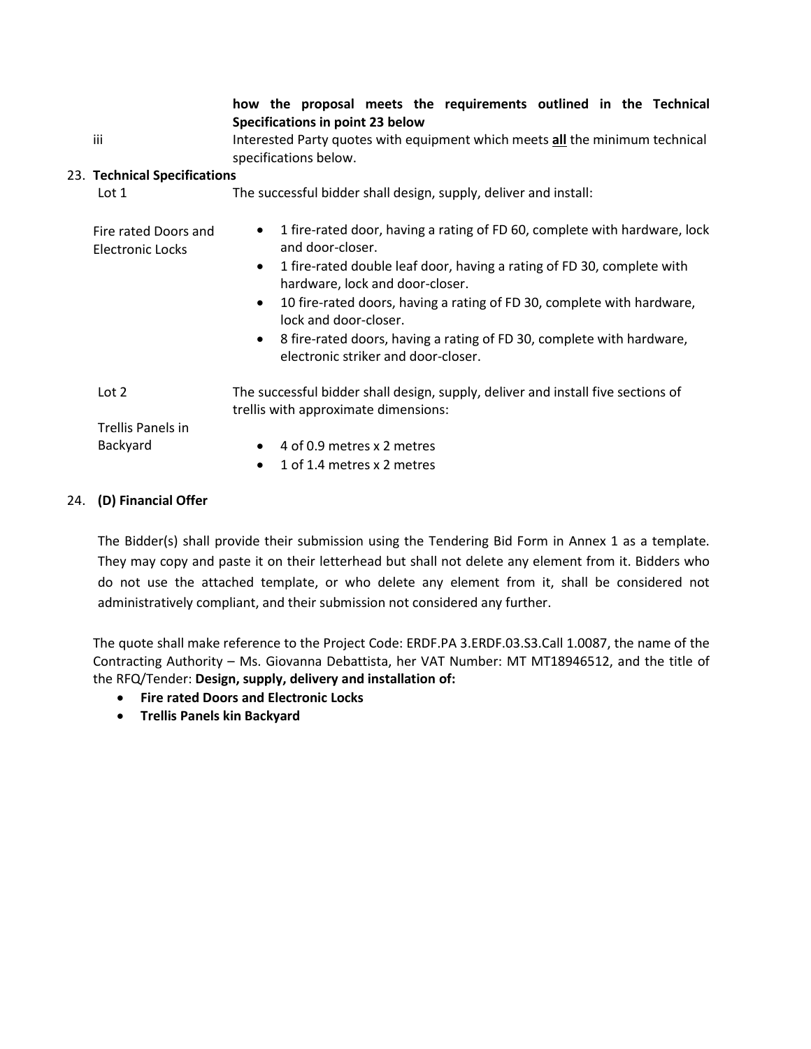|  | **how the proposal meets the requirements outlined in the Technical Specifications in point 23 below** |
|---|---|
| iii | Interested Party quotes with equipment which meets **all** the minimum technical specifications below. |

23. **Technical Specifications**

| Lot 1 | The successful bidder shall design, supply, deliver and install: |
|---|---|
| Fire rated Doors and Electronic Locks | • 1 fire-rated door, having a rating of FD 60, complete with hardware, lock and door-closer.<br>• 1 fire-rated double leaf door, having a rating of FD 30, complete with hardware, lock and door-closer.<br>• 10 fire-rated doors, having a rating of FD 30, complete with hardware, lock and door-closer.<br>• 8 fire-rated doors, having a rating of FD 30, complete with hardware, electronic striker and door-closer. |
| Lot 2 | The successful bidder shall design, supply, deliver and install five sections of trellis with approximate dimensions: |
| Trellis Panels in Backyard | • 4 of 0.9 metres x 2 metres<br>• 1 of 1.4 metres x 2 metres |

24. **(D) Financial Offer**

The Bidder(s) shall provide their submission using the Tendering Bid Form in Annex 1 as a template. They may copy and paste it on their letterhead but shall not delete any element from it. Bidders who do not use the attached template, or who delete any element from it, shall be considered not administratively compliant, and their submission not considered any further.

The quote shall make reference to the Project Code: ERDF.PA 3.ERDF.03.S3.Call 1.0087, the name of the Contracting Authority – Ms. Giovanna Debattista, her VAT Number: MT MT18946512, and the title of the RFQ/Tender: **Design, supply, delivery and installation of:**

- **Fire rated Doors and Electronic Locks**
- **Trellis Panels kin Backyard**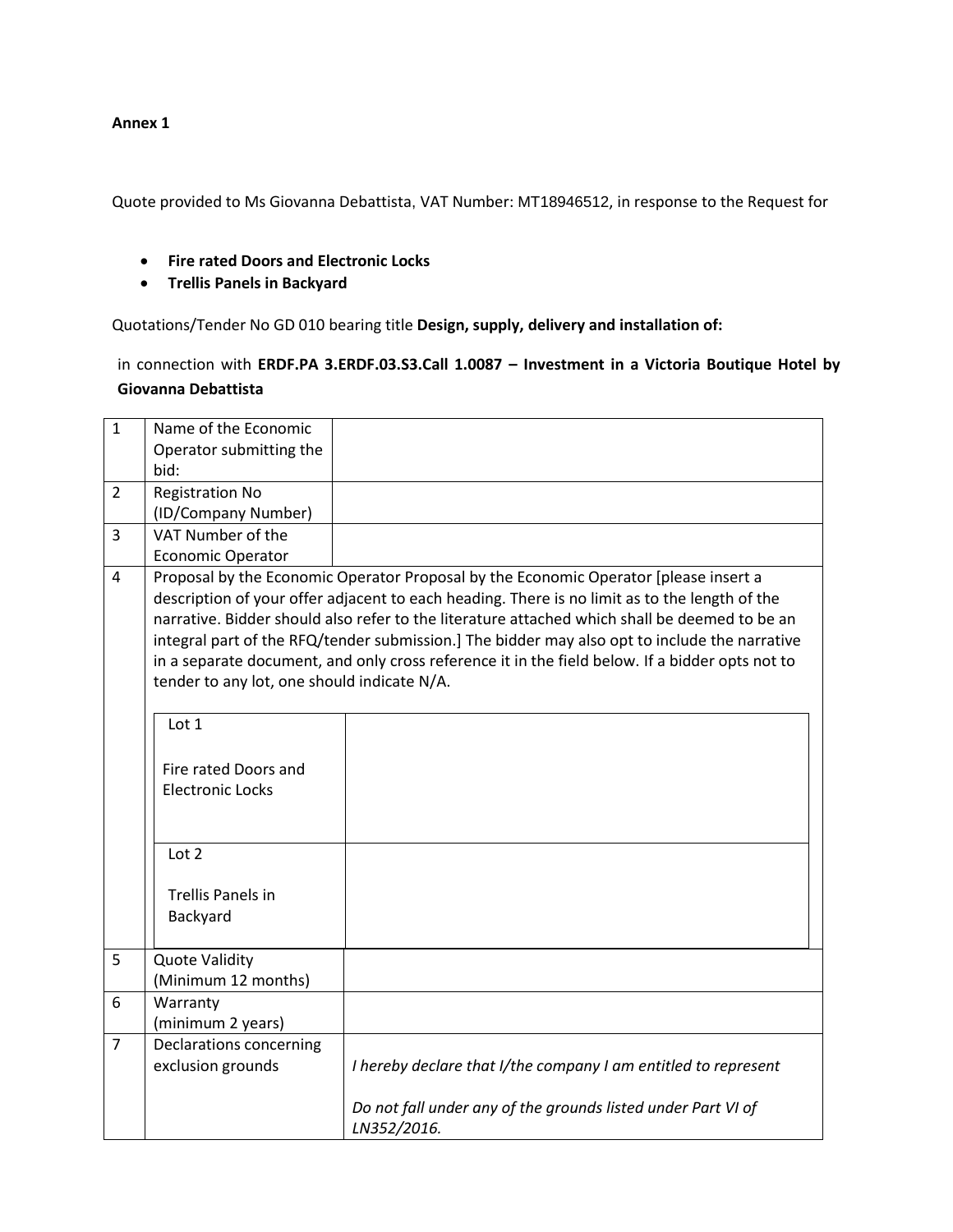**Annex 1**

Quote provided to Ms Giovanna Debattista, VAT Number: MT18946512, in response to the Request for

- **Fire rated Doors and Electronic Locks**
- **Trellis Panels in Backyard**

Quotations/Tender No GD 010 bearing title **Design, supply, delivery and installation of:**

in connection with **ERDF.PA 3.ERDF.03.S3.Call 1.0087 – Investment in a Victoria Boutique Hotel by Giovanna Debattista**

| | | |
|---|---|---|
| 1 | Name of the Economic Operator submitting the bid: | |
| 2 | Registration No (ID/Company Number) | |
| 3 | VAT Number of the Economic Operator | |
| 4 | Proposal by the Economic Operator Proposal by the Economic Operator [please insert a description of your offer adjacent to each heading. There is no limit as to the length of the narrative. Bidder should also refer to the literature attached which shall be deemed to be an integral part of the RFQ/tender submission.] The bidder may also opt to include the narrative in a separate document, and only cross reference it in the field below. If a bidder opts not to tender to any lot, one should indicate N/A. | |
| | Lot 1<br><br>Fire rated Doors and Electronic Locks | |
| | Lot 2<br><br>Trellis Panels in Backyard | |
| 5 | Quote Validity (Minimum 12 months) | |
| 6 | Warranty (minimum 2 years) | |
| 7 | Declarations concerning exclusion grounds | *I hereby declare that I/the company I am entitled to represent*<br><br>*Do not fall under any of the grounds listed under Part VI of LN352/2016.* |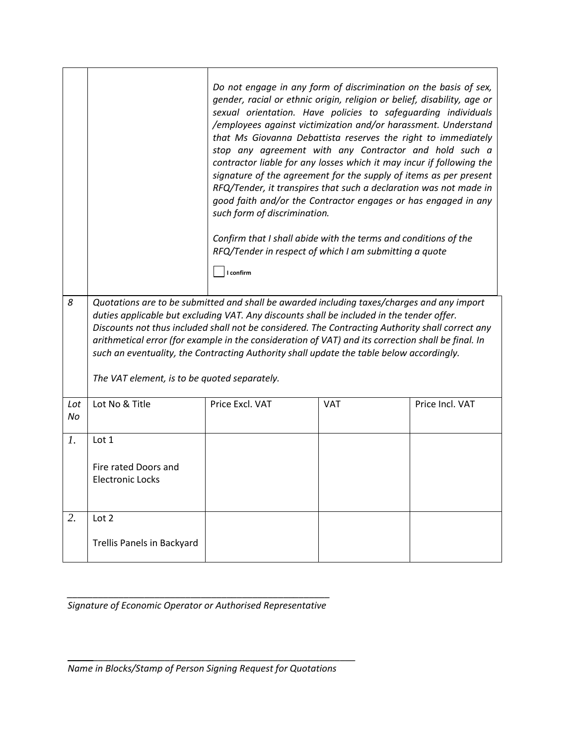| | | |
|---|---|---|
| | | *Do not engage in any form of discrimination on the basis of sex, gender, racial or ethnic origin, religion or belief, disability, age or sexual orientation. Have policies to safeguarding individuals /employees against victimization and/or harassment. Understand that Ms Giovanna Debattista reserves the right to immediately stop any agreement with any Contractor and hold such a contractor liable for any losses which it may incur if following the signature of the agreement for the supply of items as per present RFQ/Tender, it transpires that such a declaration was not made in good faith and/or the Contractor engages or has engaged in any such form of discrimination.*<br><br>*Confirm that I shall abide with the terms and conditions of the RFQ/Tender in respect of which I am submitting a quote*<br><br>☐ **I confirm** |

| | | | | |
|---|---|---|---|---|
| *8* | *Quotations are to be submitted and shall be awarded including taxes/charges and any import duties applicable but excluding VAT. Any discounts shall be included in the tender offer. Discounts not thus included shall not be considered. The Contracting Authority shall correct any arithmetical error (for example in the consideration of VAT) and its correction shall be final. In such an eventuality, the Contracting Authority shall update the table below accordingly.*<br><br>*The VAT element, is to be quoted separately.* | | | |
| *Lot No* | Lot No & Title | Price Excl. VAT | VAT | Price Incl. VAT |
| *1.* | Lot 1<br><br>Fire rated Doors and Electronic Locks | | | |
| *2.* | Lot 2<br><br>Trellis Panels in Backyard | | | |

_______________________________________________________
*Signature of Economic Operator or Authorised Representative*

_______________________________________________________
*Name in Blocks/Stamp of Person Signing Request for Quotations*